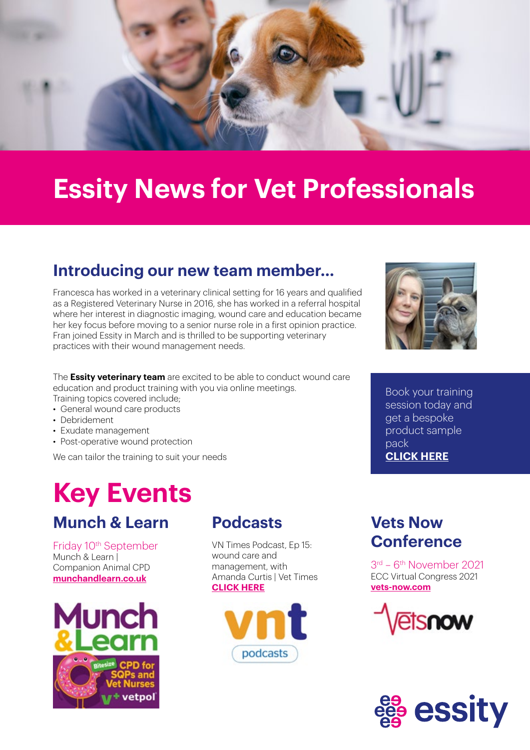# Essity News for Vet Professionals

## Introducing our new team member...

Francesca has worked in a veterinary clinical setting for 16 years and qualified as a Registered Veterinary Nurse in 2016, she has worked in a referral hospital where her interest in diagnostic imaging, wound care and education became her key focus before moving to a senior nurse role in a first opinion practice. Fran joined Essity in March and is thrilled to be supporting veterinary practices with their wound management needs.

The **Essity veterinary team** are excited to be able to conduct wound care education and product training with you via online meetings.
Training topics covered include;

- General wound care products
- Debridement
- Exudate management
- Post-operative wound protection

We can tailor the training to suit your needs

Book your training session today and get a bespoke product sample pack
**CLICK HERE**

# Key Events

## Munch & Learn

Friday 10th September
Munch & Learn | Companion Animal CPD
**munchandlearn.co.uk**

Munch & Learn
Bitesize CPD for SQPs and Vet Nurses
vetpol

## Podcasts

VN Times Podcast, Ep 15: wound care and management, with Amanda Curtis | Vet Times
**CLICK HERE**

vnt podcasts

## Vets Now Conference

3rd – 6th November 2021
ECC Virtual Congress 2021
**vets-now.com**

vetsnow

essity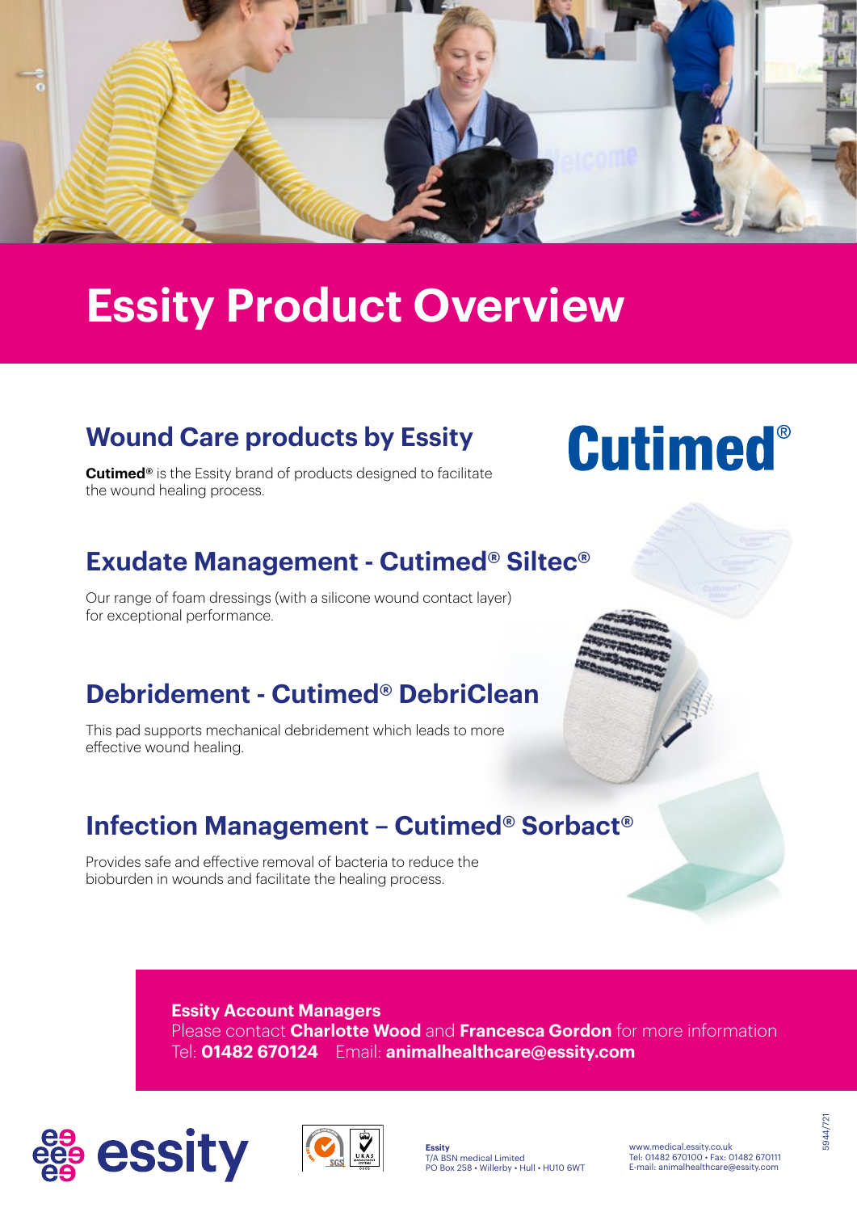# Essity Product Overview

## Wound Care products by Essity

Cutimed®

**Cutimed®** is the Essity brand of products designed to facilitate the wound healing process.

## Exudate Management - Cutimed® Siltec®

Our range of foam dressings (with a silicone wound contact layer) for exceptional performance.

## Debridement - Cutimed® DebriClean

This pad supports mechanical debridement which leads to more effective wound healing.

## Infection Management – Cutimed® Sorbact®

Provides safe and effective removal of bacteria to reduce the bioburden in wounds and facilitate the healing process.

**Essity Account Managers**
Please contact **Charlotte Wood** and **Francesca Gordon** for more information
Tel: **01482 670124** Email: **animalhealthcare@essity.com**

essity

**Essity**
T/A BSN medical Limited
PO Box 258 • Willerby • Hull • HU10 6WT

www.medical.essity.co.uk
Tel: 01482 670100 • Fax: 01482 670111
E-mail: animalhealthcare@essity.com

5944/7/21